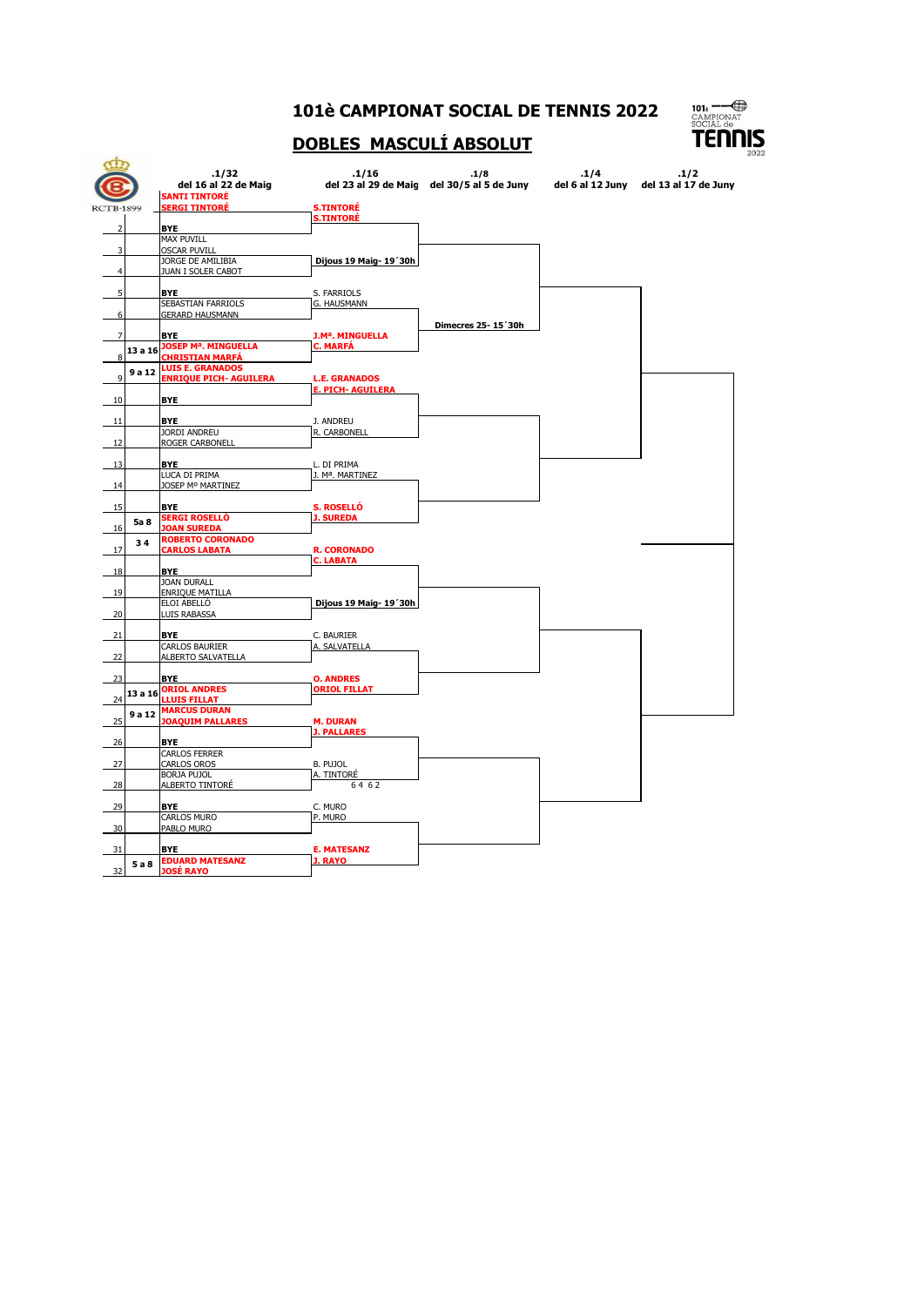# 101è CAMPIONAT SOCIAL DE TENNIS 2022

## DOBLES MASCULÍ ABSOLUT

RCTB-1899

| # | Seed | .1/32 del 16 al 22 de Maig | .1/16 del 23 al 29 de Maig | .1/8 del 30/5 al 5 de Juny | .1/4 del 6 al 12 Juny | .1/2 del 13 al 17 de Juny |
|---|---|---|---|---|---|---|
| 1 | | SANTI TINTORÉ / SERGI TINTORÉ | S.TINTORÉ / S.TINTORÉ | | | |
| 2 | | BYE | | | | |
| 3 | | MAX PUVILL / OSCAR PUVILL | Dijous 19 Maig- 19´30h | | | |
| 4 | | JORGE DE AMILIBIA / JUAN I SOLER CABOT | | | | |
| 5 | | BYE | S. FARRIOLS / G. HAUSMANN | | | |
| 6 | | SEBASTIAN FARRIOLS / GERARD HAUSMANN | | Dimecres 25- 15´30h | | |
| 7 | | BYE | J.Mª. MINGUELLA / C. MARFÁ | | | |
| 8 | 13 a 16 | JOSEP Mª. MINGUELLA / CHRISTIAN MARFÁ | | | | |
| 9 | 9 a 12 | LUIS E. GRANADOS / ENRIQUE PICH- AGUILERA | L.E. GRANADOS / E. PICH- AGUILERA | | | |
| 10 | | BYE | | | | |
| 11 | | BYE | J. ANDREU / R. CARBONELL | | | |
| 12 | | JORDI ANDREU / ROGER CARBONELL | | | | |
| 13 | | BYE | L. DI PRIMA / J. Mª. MARTINEZ | | | |
| 14 | | LUCA DI PRIMA / JOSEP Mº MARTINEZ | | | | |
| 15 | | BYE | S. ROSELLÓ / J. SUREDA | | | |
| 16 | 5a 8 | SERGI ROSELLÓ / JOAN SUREDA | | | | |
| 17 | 3 4 | ROBERTO CORONADO / CARLOS LABATA | R. CORONADO / C. LABATA | | | |
| 18 | | BYE | | | | |
| 19 | | JOAN DURALL / ENRIQUE MATILLA | Dijous 19 Maig- 19´30h | | | |
| 20 | | ELOI ABELLÓ / LUIS RABASSA | | | | |
| 21 | | BYE | C. BAURIER / A. SALVATELLA | | | |
| 22 | | CARLOS BAURIER / ALBERTO SALVATELLA | | | | |
| 23 | | BYE | O. ANDRES / ORIOL FILLAT | | | |
| 24 | 13 a 16 | ORIOL ANDRES / LLUIS FILLAT | | | | |
| 25 | 9 a 12 | MARCUS DURAN / JOAQUIM PALLARES | M. DURAN / J. PALLARES | | | |
| 26 | | BYE | | | | |
| 27 | | CARLOS FERRER / CARLOS OROS | B. PUJOL / A. TINTORÉ 6 4 6 2 | | | |
| 28 | | BORJA PUJOL / ALBERTO TINTORÉ | | | | |
| 29 | | BYE | C. MURO / P. MURO | | | |
| 30 | | CARLOS MURO / PABLO MURO | | | | |
| 31 | | BYE | E. MATESANZ / J. RAYO | | | |
| 32 | 5 a 8 | EDUARD MATESANZ / JOSÉ RAYO | | | | |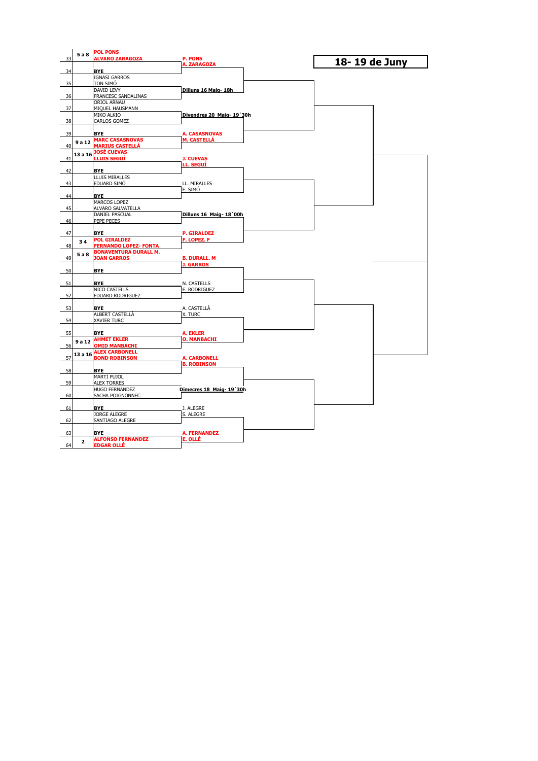# 18- 19 de Juny

| # | Seed | Pair | Round 2 |
|---|---|---|---|
| 33 | 5 a 8 | POL PONS / ALVARO ZARAGOZA | P. PONS / A. ZARAGOZA |
| 34 | | BYE | |
| 35 | | IGNASI GARROS / TON SIMÓ | |
| 36 | | DAVID LEVY / FRANCESC SANDALINAS | Dilluns 16 Maig- 18h |
| 37 | | ORIOL ARNAU / MIQUEL HAUSMANN | |
| 38 | | MIKO ALKIO / CARLOS GOMEZ | Divendres 20 Maig- 19´30h |
| 39 | | BYE | A. CASASNOVAS / M. CASTELLÁ |
| 40 | 9 a 12 | MARC CASASNOVAS / MARIUS CASTELLÁ | |
| 41 | 13 a 16 | JOSÉ CUEVAS / LLUIS SEGUÍ | J. CUEVAS / LL. SEGUÍ |
| 42 | | BYE | |
| 43 | | LLUIS MIRALLES / EDUARD SIMÓ | LL. MIRALLES / E. SIMÓ |
| 44 | | BYE | |
| 45 | | MARCOS LOPEZ / ALVARO SALVATELLA | |
| 46 | | DANIEL PASCUAL / PEPE PECES | Dilluns 16 Maig- 18´00h |
| 47 | | BYE | P. GIRALDEZ / F. LOPEZ. F |
| 48 | 3 4 | POL GIRALDEZ / FERNANDO LOPEZ- FONTA | |
| 49 | 5 a 8 | BONAVENTURA DURALL M. / JOAN GARROS | B. DURALL. M / J. GARROS |
| 50 | | BYE | |
| 51 | | BYE | N. CASTELLS / E. RODRIGUEZ |
| 52 | | NICO CASTELLS / EDUARD RODRIGUEZ | |
| 53 | | BYE | A. CASTELLÁ / X. TURC |
| 54 | | ALBERT CASTELLÁ / XAVIER TURC | |
| 55 | | BYE | A. EKLER / O. MANBACHI |
| 56 | 9 a 12 | AHMET EKLER / OMID MANBACHI | |
| 57 | 13 a 16 | ALEX CARBONELL / BOND ROBINSON | A. CARBONELL / B. ROBINSON |
| 58 | | BYE | |
| 59 | | MARTÍ PUJOL / ALEX TORRES | |
| 60 | | HUGO FERNANDEZ / SACHA POIGNONNEC | Dimecres 18 Maig- 19´30h |
| 61 | | BYE | J. ALEGRE / S. ALEGRE |
| 62 | | JORGE ALEGRE / SANTIAGO ALEGRE | |
| 63 | | BYE | A. FERNANDEZ / E. OLLÉ |
| 64 | 2 | ALFONSO FERNANDEZ / EDGAR OLLÉ | |